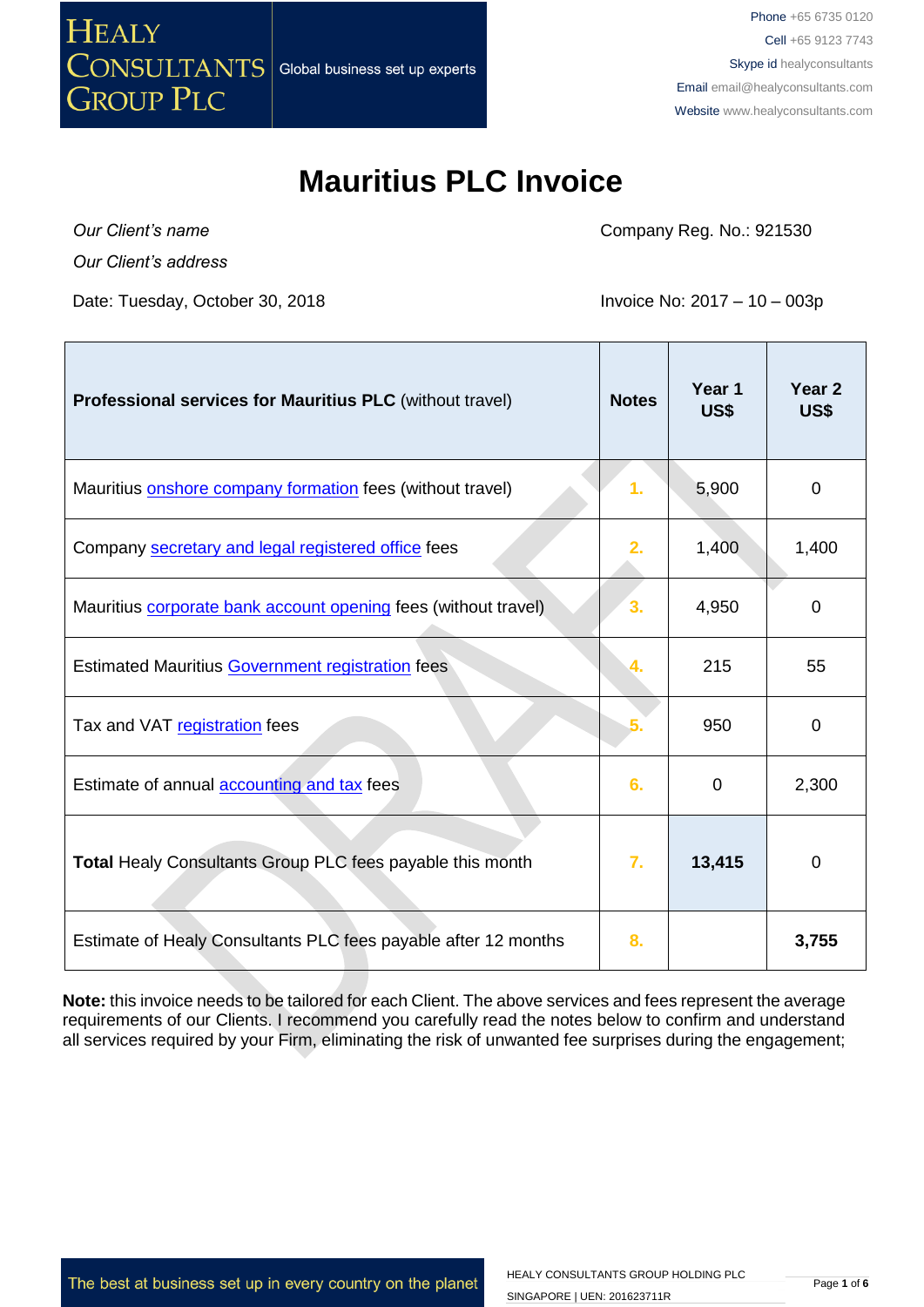HEALY CONSULTANTS GROUP PLC — Global business set up experts

Phone +65 6735 0120
Cell +65 9123 7743
Skype id healyconsultants
Email email@healyconsultants.com
Website www.healyconsultants.com

# Mauritius PLC Invoice

*Our Client's name*

*Our Client's address*

Company Reg. No.: 921530

Date: Tuesday, October 30, 2018

Invoice No: 2017 – 10 – 003p

| **Professional services for Mauritius PLC** (without travel) | **Notes** | **Year 1 US$** | **Year 2 US$** |
|---|---|---|---|
| Mauritius onshore company formation fees (without travel) | 1. | 5,900 | 0 |
| Company secretary and legal registered office fees | 2. | 1,400 | 1,400 |
| Mauritius corporate bank account opening fees (without travel) | 3. | 4,950 | 0 |
| Estimated Mauritius Government registration fees | 4. | 215 | 55 |
| Tax and VAT registration fees | 5. | 950 | 0 |
| Estimate of annual accounting and tax fees | 6. | 0 | 2,300 |
| **Total** Healy Consultants Group PLC fees payable this month | 7. | **13,415** | 0 |
| Estimate of Healy Consultants PLC fees payable after 12 months | 8. | | **3,755** |

**Note:** this invoice needs to be tailored for each Client. The above services and fees represent the average requirements of our Clients. I recommend you carefully read the notes below to confirm and understand all services required by your Firm, eliminating the risk of unwanted fee surprises during the engagement;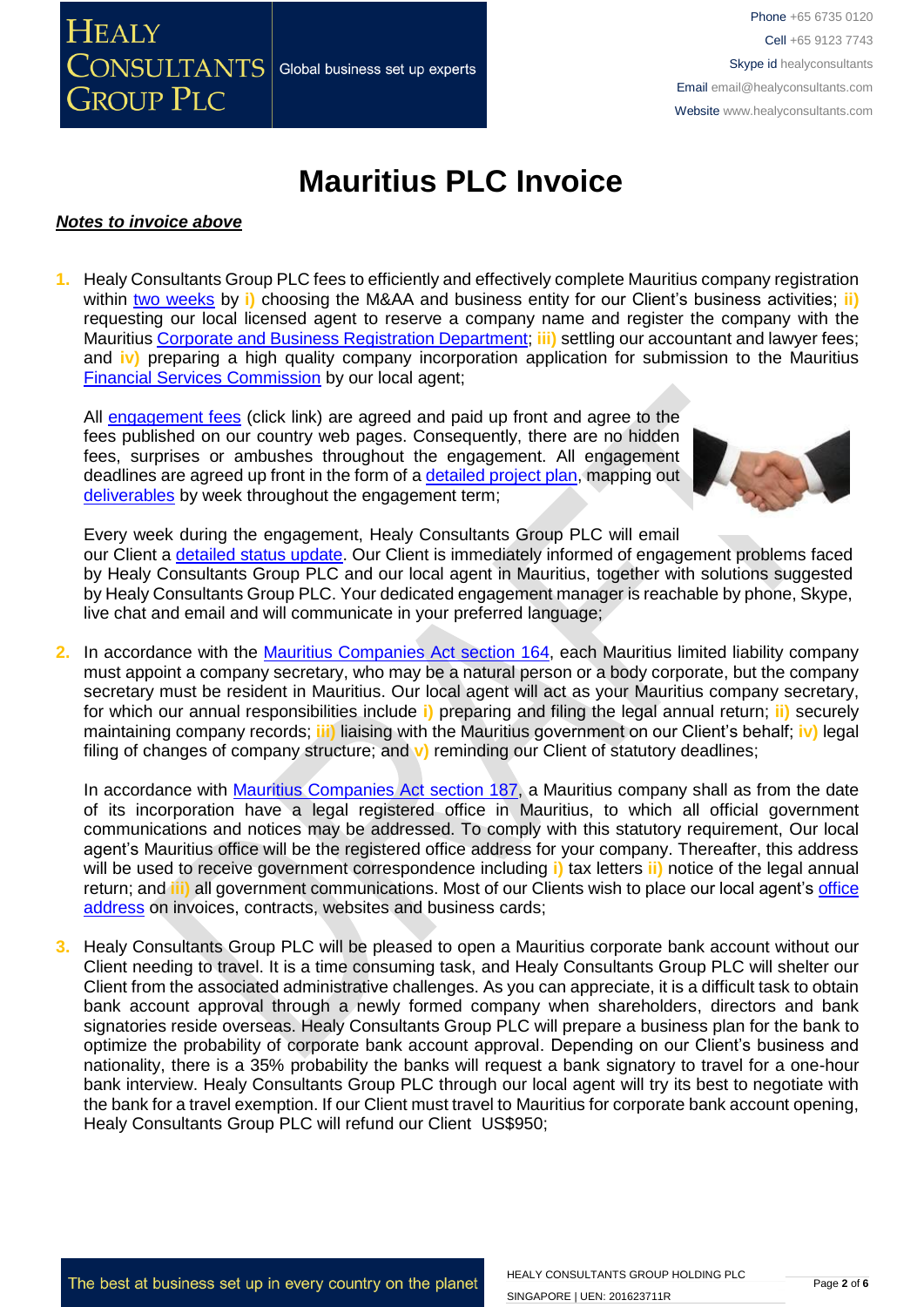# Mauritius PLC Invoice

***Notes to invoice above***

1. Healy Consultants Group PLC fees to efficiently and effectively complete Mauritius company registration within two weeks by **i)** choosing the M&AA and business entity for our Client's business activities; **ii)** requesting our local licensed agent to reserve a company name and register the company with the Mauritius Corporate and Business Registration Department; **iii)** settling our accountant and lawyer fees; and **iv)** preparing a high quality company incorporation application for submission to the Mauritius Financial Services Commission by our local agent;

   All engagement fees (click link) are agreed and paid up front and agree to the fees published on our country web pages. Consequently, there are no hidden fees, surprises or ambushes throughout the engagement. All engagement deadlines are agreed up front in the form of a detailed project plan, mapping out deliverables by week throughout the engagement term;

   Every week during the engagement, Healy Consultants Group PLC will email our Client a detailed status update. Our Client is immediately informed of engagement problems faced by Healy Consultants Group PLC and our local agent in Mauritius, together with solutions suggested by Healy Consultants Group PLC. Your dedicated engagement manager is reachable by phone, Skype, live chat and email and will communicate in your preferred language;

2. In accordance with the Mauritius Companies Act section 164, each Mauritius limited liability company must appoint a company secretary, who may be a natural person or a body corporate, but the company secretary must be resident in Mauritius. Our local agent will act as your Mauritius company secretary, for which our annual responsibilities include **i)** preparing and filing the legal annual return; **ii)** securely maintaining company records; **iii)** liaising with the Mauritius government on our Client's behalf; **iv)** legal filing of changes of company structure; and **v)** reminding our Client of statutory deadlines;

   In accordance with Mauritius Companies Act section 187, a Mauritius company shall as from the date of its incorporation have a legal registered office in Mauritius, to which all official government communications and notices may be addressed. To comply with this statutory requirement, Our local agent's Mauritius office will be the registered office address for your company. Thereafter, this address will be used to receive government correspondence including **i)** tax letters **ii)** notice of the legal annual return; and **iii)** all government communications. Most of our Clients wish to place our local agent's office address on invoices, contracts, websites and business cards;

3. Healy Consultants Group PLC will be pleased to open a Mauritius corporate bank account without our Client needing to travel. It is a time consuming task, and Healy Consultants Group PLC will shelter our Client from the associated administrative challenges. As you can appreciate, it is a difficult task to obtain bank account approval through a newly formed company when shareholders, directors and bank signatories reside overseas. Healy Consultants Group PLC will prepare a business plan for the bank to optimize the probability of corporate bank account approval. Depending on our Client's business and nationality, there is a 35% probability the banks will request a bank signatory to travel for a one-hour bank interview. Healy Consultants Group PLC through our local agent will try its best to negotiate with the bank for a travel exemption. If our Client must travel to Mauritius for corporate bank account opening, Healy Consultants Group PLC will refund our Client US$950;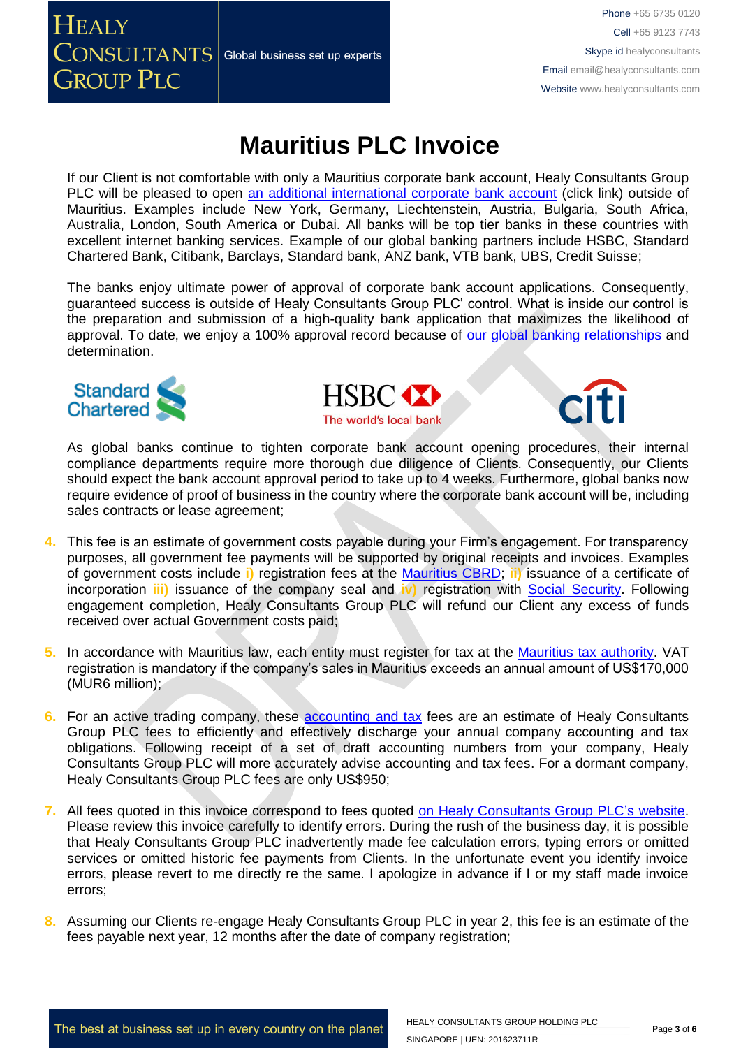# Mauritius PLC Invoice

If our Client is not comfortable with only a Mauritius corporate bank account, Healy Consultants Group PLC will be pleased to open an additional international corporate bank account (click link) outside of Mauritius. Examples include New York, Germany, Liechtenstein, Austria, Bulgaria, South Africa, Australia, London, South America or Dubai. All banks will be top tier banks in these countries with excellent internet banking services. Example of our global banking partners include HSBC, Standard Chartered Bank, Citibank, Barclays, Standard bank, ANZ bank, VTB bank, UBS, Credit Suisse;

The banks enjoy ultimate power of approval of corporate bank account applications. Consequently, guaranteed success is outside of Healy Consultants Group PLC' control. What is inside our control is the preparation and submission of a high-quality bank application that maximizes the likelihood of approval. To date, we enjoy a 100% approval record because of our global banking relationships and determination.

As global banks continue to tighten corporate bank account opening procedures, their internal compliance departments require more thorough due diligence of Clients. Consequently, our Clients should expect the bank account approval period to take up to 4 weeks. Furthermore, global banks now require evidence of proof of business in the country where the corporate bank account will be, including sales contracts or lease agreement;

4. This fee is an estimate of government costs payable during your Firm's engagement. For transparency purposes, all government fee payments will be supported by original receipts and invoices. Examples of government costs include **i)** registration fees at the Mauritius CBRD; **ii)** issuance of a certificate of incorporation **iii)** issuance of the company seal and **iv)** registration with Social Security. Following engagement completion, Healy Consultants Group PLC will refund our Client any excess of funds received over actual Government costs paid;

5. In accordance with Mauritius law, each entity must register for tax at the Mauritius tax authority. VAT registration is mandatory if the company's sales in Mauritius exceeds an annual amount of US$170,000 (MUR6 million);

6. For an active trading company, these accounting and tax fees are an estimate of Healy Consultants Group PLC fees to efficiently and effectively discharge your annual company accounting and tax obligations. Following receipt of a set of draft accounting numbers from your company, Healy Consultants Group PLC will more accurately advise accounting and tax fees. For a dormant company, Healy Consultants Group PLC fees are only US$950;

7. All fees quoted in this invoice correspond to fees quoted on Healy Consultants Group PLC's website. Please review this invoice carefully to identify errors. During the rush of the business day, it is possible that Healy Consultants Group PLC inadvertently made fee calculation errors, typing errors or omitted services or omitted historic fee payments from Clients. In the unfortunate event you identify invoice errors, please revert to me directly re the same. I apologize in advance if I or my staff made invoice errors;

8. Assuming our Clients re-engage Healy Consultants Group PLC in year 2, this fee is an estimate of the fees payable next year, 12 months after the date of company registration;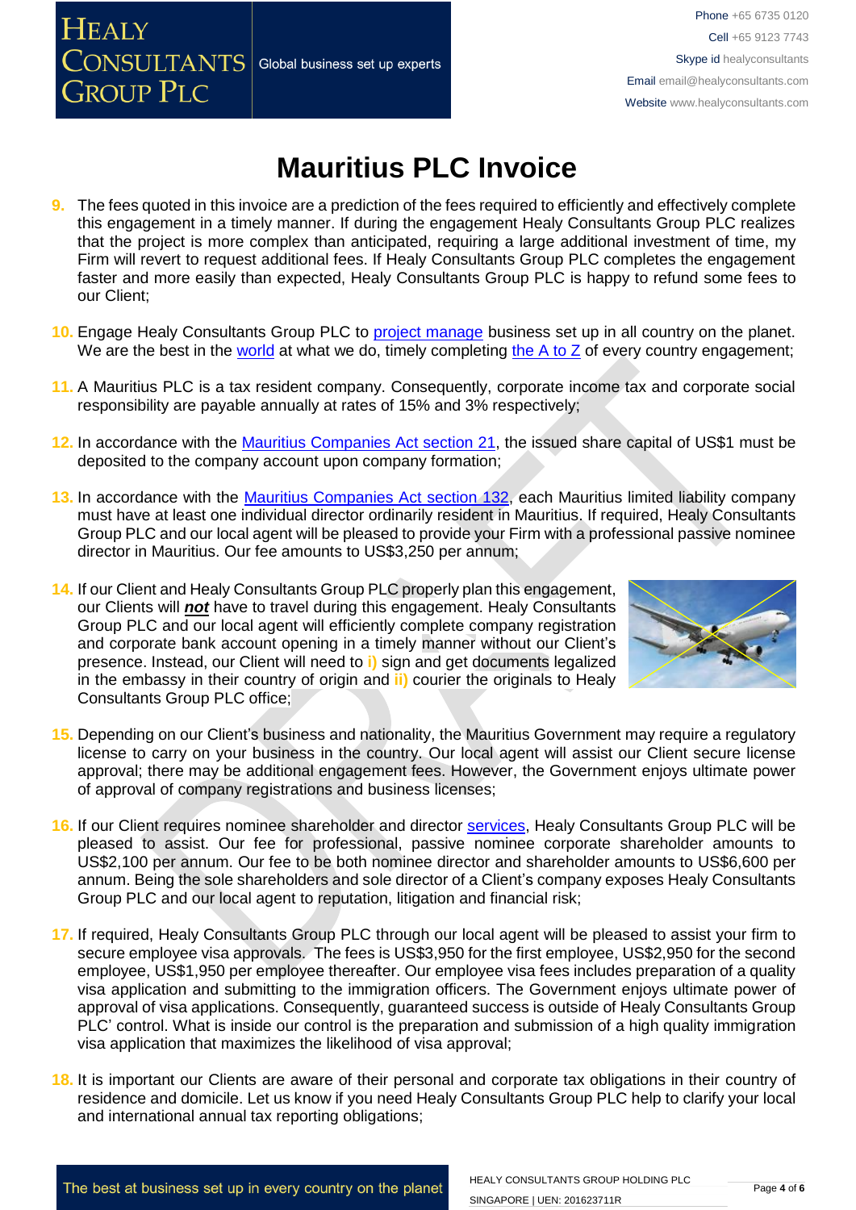# Mauritius PLC Invoice

9. The fees quoted in this invoice are a prediction of the fees required to efficiently and effectively complete this engagement in a timely manner. If during the engagement Healy Consultants Group PLC realizes that the project is more complex than anticipated, requiring a large additional investment of time, my Firm will revert to request additional fees. If Healy Consultants Group PLC completes the engagement faster and more easily than expected, Healy Consultants Group PLC is happy to refund some fees to our Client;

10. Engage Healy Consultants Group PLC to project manage business set up in all country on the planet. We are the best in the world at what we do, timely completing the A to Z of every country engagement;

11. A Mauritius PLC is a tax resident company. Consequently, corporate income tax and corporate social responsibility are payable annually at rates of 15% and 3% respectively;

12. In accordance with the Mauritius Companies Act section 21, the issued share capital of US$1 must be deposited to the company account upon company formation;

13. In accordance with the Mauritius Companies Act section 132, each Mauritius limited liability company must have at least one individual director ordinarily resident in Mauritius. If required, Healy Consultants Group PLC and our local agent will be pleased to provide your Firm with a professional passive nominee director in Mauritius. Our fee amounts to US$3,250 per annum;

14. If our Client and Healy Consultants Group PLC properly plan this engagement, our Clients will ***not*** have to travel during this engagement. Healy Consultants Group PLC and our local agent will efficiently complete company registration and corporate bank account opening in a timely manner without our Client's presence. Instead, our Client will need to i) sign and get documents legalized in the embassy in their country of origin and ii) courier the originals to Healy Consultants Group PLC office;

15. Depending on our Client's business and nationality, the Mauritius Government may require a regulatory license to carry on your business in the country. Our local agent will assist our Client secure license approval; there may be additional engagement fees. However, the Government enjoys ultimate power of approval of company registrations and business licenses;

16. If our Client requires nominee shareholder and director services, Healy Consultants Group PLC will be pleased to assist. Our fee for professional, passive nominee corporate shareholder amounts to US$2,100 per annum. Our fee to be both nominee director and shareholder amounts to US$6,600 per annum. Being the sole shareholders and sole director of a Client's company exposes Healy Consultants Group PLC and our local agent to reputation, litigation and financial risk;

17. If required, Healy Consultants Group PLC through our local agent will be pleased to assist your firm to secure employee visa approvals. The fees is US$3,950 for the first employee, US$2,950 for the second employee, US$1,950 per employee thereafter. Our employee visa fees includes preparation of a quality visa application and submitting to the immigration officers. The Government enjoys ultimate power of approval of visa applications. Consequently, guaranteed success is outside of Healy Consultants Group PLC' control. What is inside our control is the preparation and submission of a high quality immigration visa application that maximizes the likelihood of visa approval;

18. It is important our Clients are aware of their personal and corporate tax obligations in their country of residence and domicile. Let us know if you need Healy Consultants Group PLC help to clarify your local and international annual tax reporting obligations;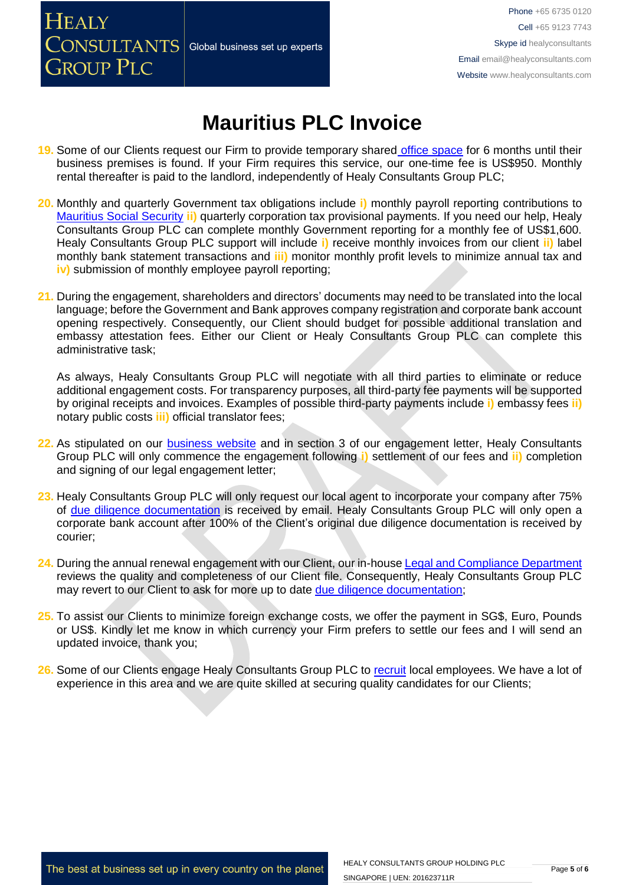# Mauritius PLC Invoice

19. Some of our Clients request our Firm to provide temporary shared office space for 6 months until their business premises is found. If your Firm requires this service, our one-time fee is US$950. Monthly rental thereafter is paid to the landlord, independently of Healy Consultants Group PLC;

20. Monthly and quarterly Government tax obligations include **i)** monthly payroll reporting contributions to Mauritius Social Security **ii)** quarterly corporation tax provisional payments. If you need our help, Healy Consultants Group PLC can complete monthly Government reporting for a monthly fee of US$1,600. Healy Consultants Group PLC support will include **i)** receive monthly invoices from our client **ii)** label monthly bank statement transactions and **iii)** monitor monthly profit levels to minimize annual tax and **iv)** submission of monthly employee payroll reporting;

21. During the engagement, shareholders and directors' documents may need to be translated into the local language; before the Government and Bank approves company registration and corporate bank account opening respectively. Consequently, our Client should budget for possible additional translation and embassy attestation fees. Either our Client or Healy Consultants Group PLC can complete this administrative task;

    As always, Healy Consultants Group PLC will negotiate with all third parties to eliminate or reduce additional engagement costs. For transparency purposes, all third-party fee payments will be supported by original receipts and invoices. Examples of possible third-party payments include **i)** embassy fees **ii)** notary public costs **iii)** official translator fees;

22. As stipulated on our business website and in section 3 of our engagement letter, Healy Consultants Group PLC will only commence the engagement following **i)** settlement of our fees and **ii)** completion and signing of our legal engagement letter;

23. Healy Consultants Group PLC will only request our local agent to incorporate your company after 75% of due diligence documentation is received by email. Healy Consultants Group PLC will only open a corporate bank account after 100% of the Client's original due diligence documentation is received by courier;

24. During the annual renewal engagement with our Client, our in-house Legal and Compliance Department reviews the quality and completeness of our Client file. Consequently, Healy Consultants Group PLC may revert to our Client to ask for more up to date due diligence documentation;

25. To assist our Clients to minimize foreign exchange costs, we offer the payment in SG$, Euro, Pounds or US$. Kindly let me know in which currency your Firm prefers to settle our fees and I will send an updated invoice, thank you;

26. Some of our Clients engage Healy Consultants Group PLC to recruit local employees. We have a lot of experience in this area and we are quite skilled at securing quality candidates for our Clients;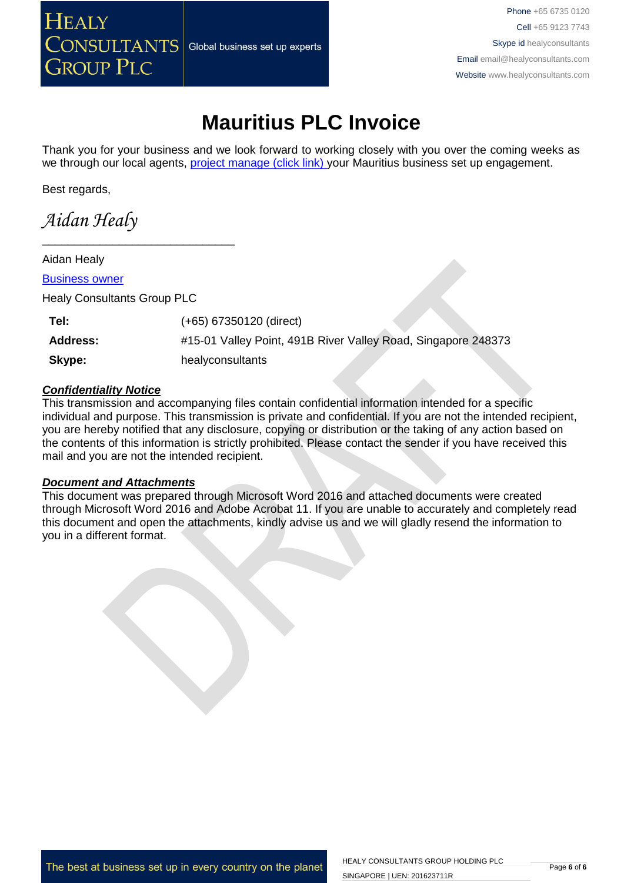# Mauritius PLC Invoice

Thank you for your business and we look forward to working closely with you over the coming weeks as we through our local agents, [project manage (click link)](#) your Mauritius business set up engagement.

Best regards,

*Aidan Healy*

\_\_\_\_\_\_\_\_\_\_\_\_\_\_\_\_\_\_\_\_\_\_\_\_\_\_\_\_\_

Aidan Healy

[Business owner](#)

Healy Consultants Group PLC

| | |
|---|---|
| **Tel:** | (+65) 67350120 (direct) |
| **Address:** | #15-01 Valley Point, 491B River Valley Road, Singapore 248373 |
| **Skype:** | healyconsultants |

***Confidentiality Notice***

This transmission and accompanying files contain confidential information intended for a specific individual and purpose. This transmission is private and confidential. If you are not the intended recipient, you are hereby notified that any disclosure, copying or distribution or the taking of any action based on the contents of this information is strictly prohibited. Please contact the sender if you have received this mail and you are not the intended recipient.

***Document and Attachments***

This document was prepared through Microsoft Word 2016 and attached documents were created through Microsoft Word 2016 and Adobe Acrobat 11. If you are unable to accurately and completely read this document and open the attachments, kindly advise us and we will gladly resend the information to you in a different format.